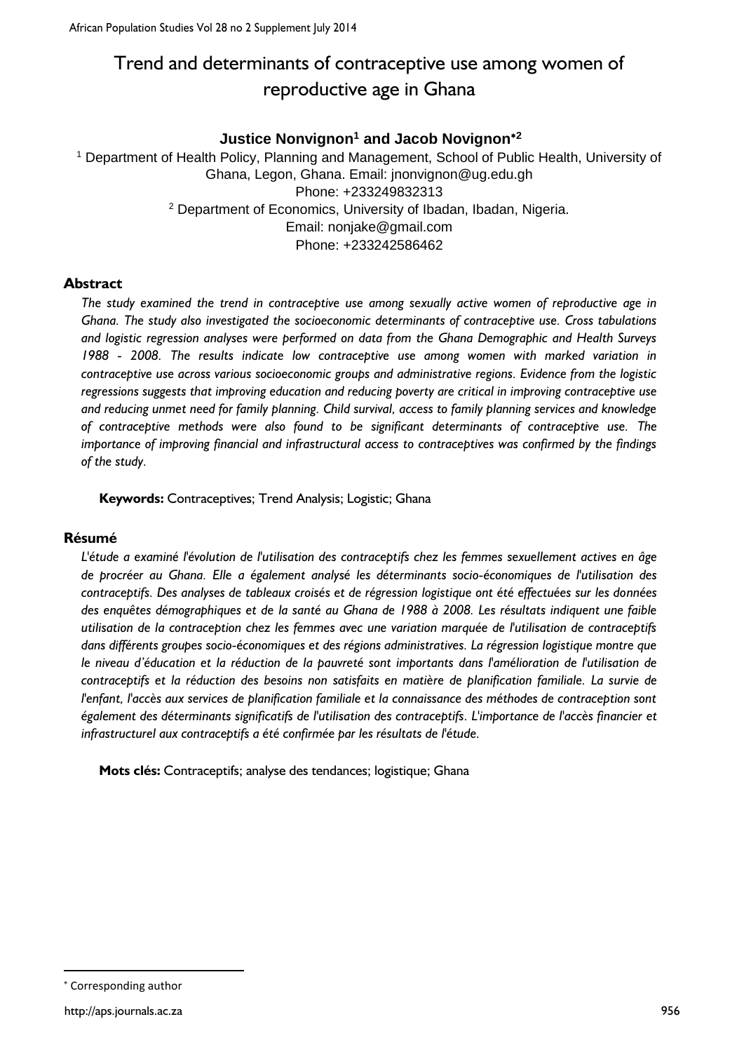# Trend and determinants of contraceptive use among women of reproductive age in Ghana

**Justice Nonvignon[1] and Jacob Novignon*[2]**

[1] Department of Health Policy, Planning and Management, School of Public Health, University of Ghana, Legon, Ghana. Email: jnonvignon@ug.edu.gh
Phone: +233249832313

[2] Department of Economics, University of Ibadan, Ibadan, Nigeria.
Email: nonjake@gmail.com
Phone: +233242586462

## Abstract

*The study examined the trend in contraceptive use among sexually active women of reproductive age in Ghana. The study also investigated the socioeconomic determinants of contraceptive use. Cross tabulations and logistic regression analyses were performed on data from the Ghana Demographic and Health Surveys 1988 - 2008. The results indicate low contraceptive use among women with marked variation in contraceptive use across various socioeconomic groups and administrative regions. Evidence from the logistic regressions suggests that improving education and reducing poverty are critical in improving contraceptive use and reducing unmet need for family planning. Child survival, access to family planning services and knowledge of contraceptive methods were also found to be significant determinants of contraceptive use. The importance of improving financial and infrastructural access to contraceptives was confirmed by the findings of the study.*

**Keywords:** Contraceptives; Trend Analysis; Logistic; Ghana

## Résumé

*L'étude a examiné l'évolution de l'utilisation des contraceptifs chez les femmes sexuellement actives en âge de procréer au Ghana. Elle a également analysé les déterminants socio-économiques de l'utilisation des contraceptifs. Des analyses de tableaux croisés et de régression logistique ont été effectuées sur les données des enquêtes démographiques et de la santé au Ghana de 1988 à 2008. Les résultats indiquent une faible utilisation de la contraception chez les femmes avec une variation marquée de l'utilisation de contraceptifs dans différents groupes socio-économiques et des régions administratives. La régression logistique montre que le niveau d'éducation et la réduction de la pauvreté sont importants dans l'amélioration de l'utilisation de contraceptifs et la réduction des besoins non satisfaits en matière de planification familiale. La survie de l'enfant, l'accès aux services de planification familiale et la connaissance des méthodes de contraception sont également des déterminants significatifs de l'utilisation des contraceptifs. L'importance de l'accès financier et infrastructurel aux contraceptifs a été confirmée par les résultats de l'étude.*

**Mots clés:** Contraceptifs; analyse des tendances; logistique; Ghana

---

* Corresponding author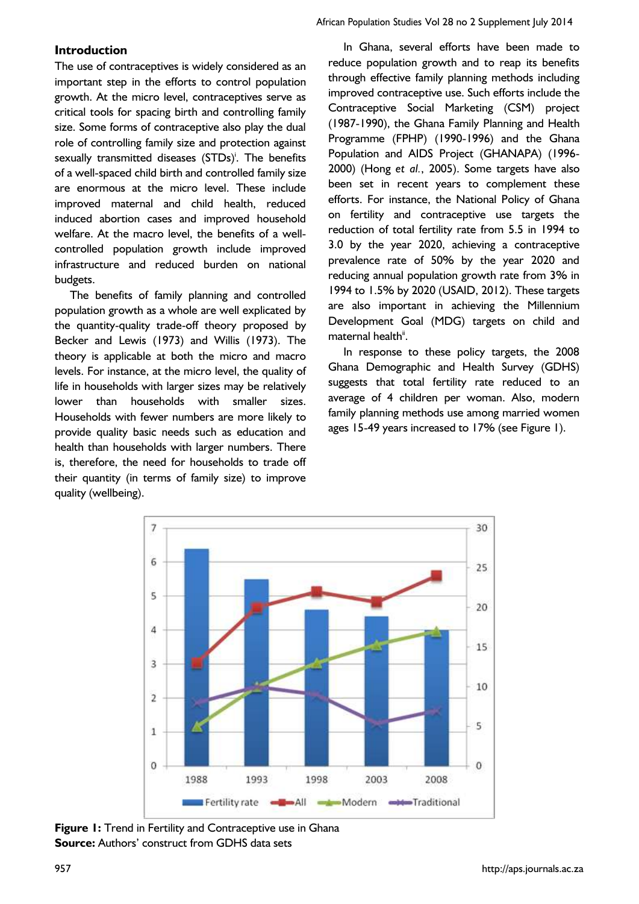## Introduction

The use of contraceptives is widely considered as an important step in the efforts to control population growth. At the micro level, contraceptives serve as critical tools for spacing birth and controlling family size. Some forms of contraceptive also play the dual role of controlling family size and protection against sexually transmitted diseases (STDs)[i]. The benefits of a well-spaced child birth and controlled family size are enormous at the micro level. These include improved maternal and child health, reduced induced abortion cases and improved household welfare. At the macro level, the benefits of a well-controlled population growth include improved infrastructure and reduced burden on national budgets.

The benefits of family planning and controlled population growth as a whole are well explicated by the quantity-quality trade-off theory proposed by Becker and Lewis (1973) and Willis (1973). The theory is applicable at both the micro and macro levels. For instance, at the micro level, the quality of life in households with larger sizes may be relatively lower than households with smaller sizes. Households with fewer numbers are more likely to provide quality basic needs such as education and health than households with larger numbers. There is, therefore, the need for households to trade off their quantity (in terms of family size) to improve quality (wellbeing).

In Ghana, several efforts have been made to reduce population growth and to reap its benefits through effective family planning methods including improved contraceptive use. Such efforts include the Contraceptive Social Marketing (CSM) project (1987-1990), the Ghana Family Planning and Health Programme (FPHP) (1990-1996) and the Ghana Population and AIDS Project (GHANAPA) (1996-2000) (Hong *et al.*, 2005). Some targets have also been set in recent years to complement these efforts. For instance, the National Policy of Ghana on fertility and contraceptive use targets the reduction of total fertility rate from 5.5 in 1994 to 3.0 by the year 2020, achieving a contraceptive prevalence rate of 50% by the year 2020 and reducing annual population growth rate from 3% in 1994 to 1.5% by 2020 (USAID, 2012). These targets are also important in achieving the Millennium Development Goal (MDG) targets on child and maternal health[ii].

In response to these policy targets, the 2008 Ghana Demographic and Health Survey (GDHS) suggests that total fertility rate reduced to an average of 4 children per woman. Also, modern family planning methods use among married women ages 15-49 years increased to 17% (see Figure 1).

**Figure 1:** Trend in Fertility and Contraceptive use in Ghana
**Source:** Authors' construct from GDHS data sets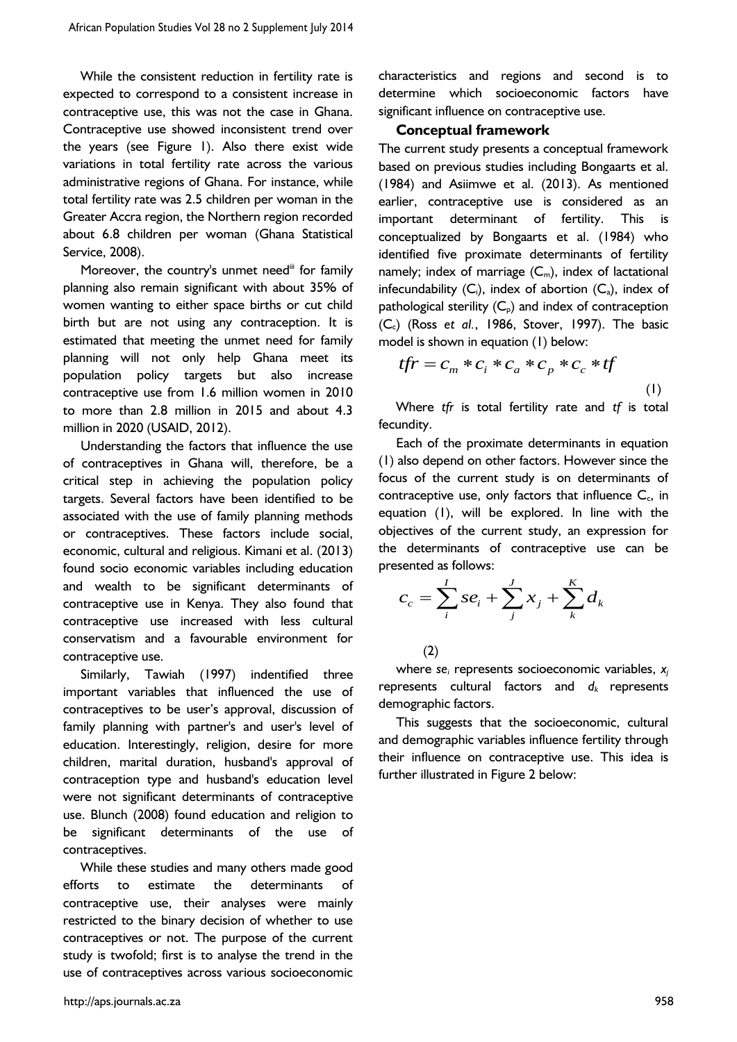While the consistent reduction in fertility rate is expected to correspond to a consistent increase in contraceptive use, this was not the case in Ghana. Contraceptive use showed inconsistent trend over the years (see Figure 1). Also there exist wide variations in total fertility rate across the various administrative regions of Ghana. For instance, while total fertility rate was 2.5 children per woman in the Greater Accra region, the Northern region recorded about 6.8 children per woman (Ghana Statistical Service, 2008).

Moreover, the country's unmet need[iii] for family planning also remain significant with about 35% of women wanting to either space births or cut child birth but are not using any contraception. It is estimated that meeting the unmet need for family planning will not only help Ghana meet its population policy targets but also increase contraceptive use from 1.6 million women in 2010 to more than 2.8 million in 2015 and about 4.3 million in 2020 (USAID, 2012).

Understanding the factors that influence the use of contraceptives in Ghana will, therefore, be a critical step in achieving the population policy targets. Several factors have been identified to be associated with the use of family planning methods or contraceptives. These factors include social, economic, cultural and religious. Kimani et al. (2013) found socio economic variables including education and wealth to be significant determinants of contraceptive use in Kenya. They also found that contraceptive use increased with less cultural conservatism and a favourable environment for contraceptive use.

Similarly, Tawiah (1997) indentified three important variables that influenced the use of contraceptives to be user's approval, discussion of family planning with partner's and user's level of education. Interestingly, religion, desire for more children, marital duration, husband's approval of contraception type and husband's education level were not significant determinants of contraceptive use. Blunch (2008) found education and religion to be significant determinants of the use of contraceptives.

While these studies and many others made good efforts to estimate the determinants of contraceptive use, their analyses were mainly restricted to the binary decision of whether to use contraceptives or not. The purpose of the current study is twofold; first is to analyse the trend in the use of contraceptives across various socioeconomic characteristics and regions and second is to determine which socioeconomic factors have significant influence on contraceptive use.

## Conceptual framework

The current study presents a conceptual framework based on previous studies including Bongaarts et al. (1984) and Asiimwe et al. (2013). As mentioned earlier, contraceptive use is considered as an important determinant of fertility. This is conceptualized by Bongaarts et al. (1984) who identified five proximate determinants of fertility namely; index of marriage ($C_m$), index of lactational infecundability ($C_i$), index of abortion ($C_a$), index of pathological sterility ($C_p$) and index of contraception ($C_c$) (Ross *et al.*, 1986, Stover, 1997). The basic model is shown in equation (1) below:

$$tfr = c_m * c_i * c_a * c_p * c_c * tf \tag{1}$$

Where *tfr* is total fertility rate and *tf* is total fecundity.

Each of the proximate determinants in equation (1) also depend on other factors. However since the focus of the current study is on determinants of contraceptive use, only factors that influence $C_c$, in equation (1), will be explored. In line with the objectives of the current study, an expression for the determinants of contraceptive use can be presented as follows:

$$c_c = \sum_{i}^{I} se_i + \sum_{j}^{J} x_j + \sum_{k}^{K} d_k \tag{2}$$

where $se_i$ represents socioeconomic variables, $x_j$ represents cultural factors and $d_k$ represents demographic factors.

This suggests that the socioeconomic, cultural and demographic variables influence fertility through their influence on contraceptive use. This idea is further illustrated in Figure 2 below: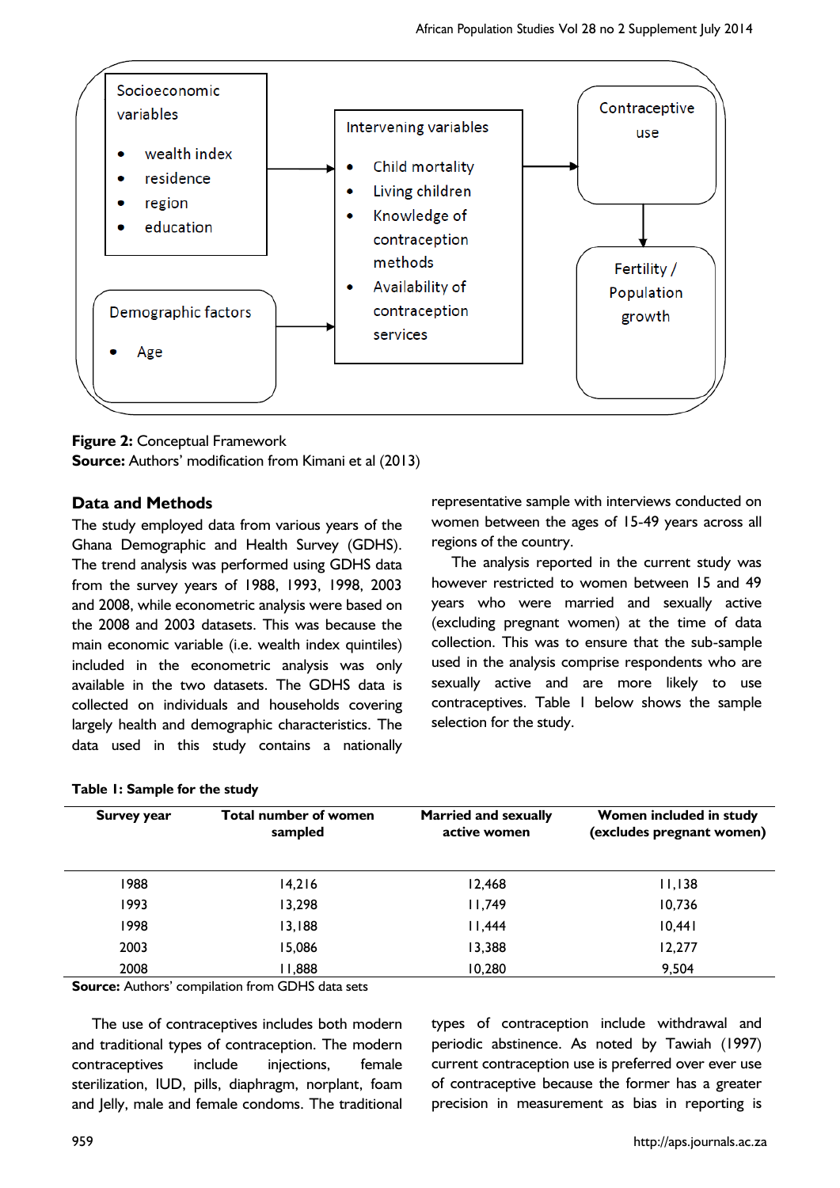Socioeconomic variables

- wealth index
- residence
- region
- education

Demographic factors

- Age

Intervening variables

- Child mortality
- Living children
- Knowledge of contraception methods
- Availability of contraception services

Contraceptive use

Fertility / Population growth

**Figure 2:** Conceptual Framework
**Source:** Authors' modification from Kimani et al (2013)

## Data and Methods

The study employed data from various years of the Ghana Demographic and Health Survey (GDHS). The trend analysis was performed using GDHS data from the survey years of 1988, 1993, 1998, 2003 and 2008, while econometric analysis were based on the 2008 and 2003 datasets. This was because the main economic variable (i.e. wealth index quintiles) included in the econometric analysis was only available in the two datasets. The GDHS data is collected on individuals and households covering largely health and demographic characteristics. The data used in this study contains a nationally representative sample with interviews conducted on women between the ages of 15-49 years across all regions of the country.

The analysis reported in the current study was however restricted to women between 15 and 49 years who were married and sexually active (excluding pregnant women) at the time of data collection. This was to ensure that the sub-sample used in the analysis comprise respondents who are sexually active and are more likely to use contraceptives. Table 1 below shows the sample selection for the study.

**Table 1: Sample for the study**

| Survey year | Total number of women sampled | Married and sexually active women | Women included in study (excludes pregnant women) |
|---|---|---|---|
| 1988 | 14,216 | 12,468 | 11,138 |
| 1993 | 13,298 | 11,749 | 10,736 |
| 1998 | 13,188 | 11,444 | 10,441 |
| 2003 | 15,086 | 13,388 | 12,277 |
| 2008 | 11,888 | 10,280 | 9,504 |

**Source:** Authors' compilation from GDHS data sets

The use of contraceptives includes both modern and traditional types of contraception. The modern contraceptives include injections, female sterilization, IUD, pills, diaphragm, norplant, foam and Jelly, male and female condoms. The traditional types of contraception include withdrawal and periodic abstinence. As noted by Tawiah (1997) current contraception use is preferred over ever use of contraceptive because the former has a greater precision in measurement as bias in reporting is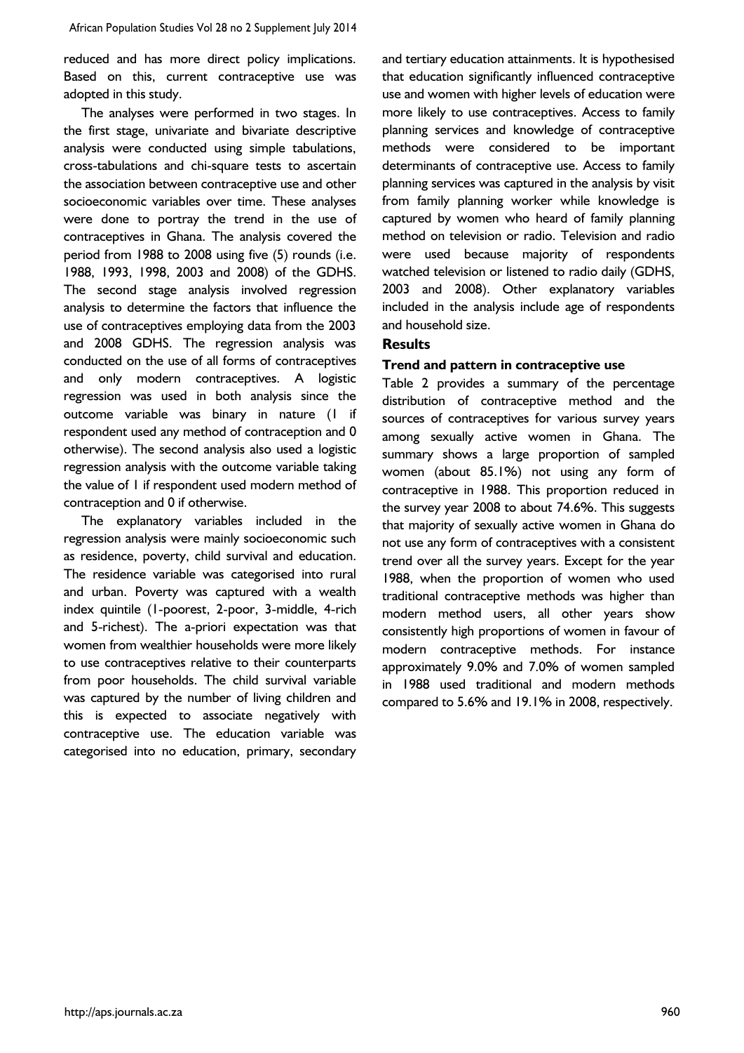reduced and has more direct policy implications. Based on this, current contraceptive use was adopted in this study.

The analyses were performed in two stages. In the first stage, univariate and bivariate descriptive analysis were conducted using simple tabulations, cross-tabulations and chi-square tests to ascertain the association between contraceptive use and other socioeconomic variables over time. These analyses were done to portray the trend in the use of contraceptives in Ghana. The analysis covered the period from 1988 to 2008 using five (5) rounds (i.e. 1988, 1993, 1998, 2003 and 2008) of the GDHS. The second stage analysis involved regression analysis to determine the factors that influence the use of contraceptives employing data from the 2003 and 2008 GDHS. The regression analysis was conducted on the use of all forms of contraceptives and only modern contraceptives. A logistic regression was used in both analysis since the outcome variable was binary in nature (1 if respondent used any method of contraception and 0 otherwise). The second analysis also used a logistic regression analysis with the outcome variable taking the value of 1 if respondent used modern method of contraception and 0 if otherwise.

The explanatory variables included in the regression analysis were mainly socioeconomic such as residence, poverty, child survival and education. The residence variable was categorised into rural and urban. Poverty was captured with a wealth index quintile (1-poorest, 2-poor, 3-middle, 4-rich and 5-richest). The a-priori expectation was that women from wealthier households were more likely to use contraceptives relative to their counterparts from poor households. The child survival variable was captured by the number of living children and this is expected to associate negatively with contraceptive use. The education variable was categorised into no education, primary, secondary and tertiary education attainments. It is hypothesised that education significantly influenced contraceptive use and women with higher levels of education were more likely to use contraceptives. Access to family planning services and knowledge of contraceptive methods were considered to be important determinants of contraceptive use. Access to family planning services was captured in the analysis by visit from family planning worker while knowledge is captured by women who heard of family planning method on television or radio. Television and radio were used because majority of respondents watched television or listened to radio daily (GDHS, 2003 and 2008). Other explanatory variables included in the analysis include age of respondents and household size.

## Results

### Trend and pattern in contraceptive use

Table 2 provides a summary of the percentage distribution of contraceptive method and the sources of contraceptives for various survey years among sexually active women in Ghana. The summary shows a large proportion of sampled women (about 85.1%) not using any form of contraceptive in 1988. This proportion reduced in the survey year 2008 to about 74.6%. This suggests that majority of sexually active women in Ghana do not use any form of contraceptives with a consistent trend over all the survey years. Except for the year 1988, when the proportion of women who used traditional contraceptive methods was higher than modern method users, all other years show consistently high proportions of women in favour of modern contraceptive methods. For instance approximately 9.0% and 7.0% of women sampled in 1988 used traditional and modern methods compared to 5.6% and 19.1% in 2008, respectively.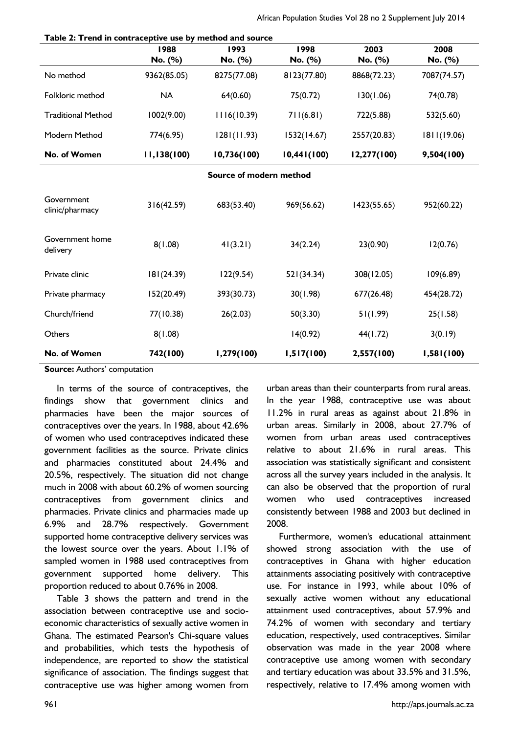**Table 2: Trend in contraceptive use by method and source**

| | 1988<br>No. (%) | 1993<br>No. (%) | 1998<br>No. (%) | 2003<br>No. (%) | 2008<br>No. (%) |
|---|---|---|---|---|---|
| No method | 9362(85.05) | 8275(77.08) | 8123(77.80) | 8868(72.23) | 7087(74.57) |
| Folkloric method | NA | 64(0.60) | 75(0.72) | 130(1.06) | 74(0.78) |
| Traditional Method | 1002(9.00) | 1116(10.39) | 711(6.81) | 722(5.88) | 532(5.60) |
| Modern Method | 774(6.95) | 1281(11.93) | 1532(14.67) | 2557(20.83) | 1811(19.06) |
| **No. of Women** | **11,138(100)** | **10,736(100)** | **10,441(100)** | **12,277(100)** | **9,504(100)** |
| | | | **Source of modern method** | | |
| Government clinic/pharmacy | 316(42.59) | 683(53.40) | 969(56.62) | 1423(55.65) | 952(60.22) |
| Government home delivery | 8(1.08) | 41(3.21) | 34(2.24) | 23(0.90) | 12(0.76) |
| Private clinic | 181(24.39) | 122(9.54) | 521(34.34) | 308(12.05) | 109(6.89) |
| Private pharmacy | 152(20.49) | 393(30.73) | 30(1.98) | 677(26.48) | 454(28.72) |
| Church/friend | 77(10.38) | 26(2.03) | 50(3.30) | 51(1.99) | 25(1.58) |
| Others | 8(1.08) | | 14(0.92) | 44(1.72) | 3(0.19) |
| **No. of Women** | **742(100)** | **1,279(100)** | **1,517(100)** | **2,557(100)** | **1,581(100)** |

**Source:** Authors' computation

In terms of the source of contraceptives, the findings show that government clinics and pharmacies have been the major sources of contraceptives over the years. In 1988, about 42.6% of women who used contraceptives indicated these government facilities as the source. Private clinics and pharmacies constituted about 24.4% and 20.5%, respectively. The situation did not change much in 2008 with about 60.2% of women sourcing contraceptives from government clinics and pharmacies. Private clinics and pharmacies made up 6.9% and 28.7% respectively. Government supported home contraceptive delivery services was the lowest source over the years. About 1.1% of sampled women in 1988 used contraceptives from government supported home delivery. This proportion reduced to about 0.76% in 2008.

Table 3 shows the pattern and trend in the association between contraceptive use and socio-economic characteristics of sexually active women in Ghana. The estimated Pearson's Chi-square values and probabilities, which tests the hypothesis of independence, are reported to show the statistical significance of association. The findings suggest that contraceptive use was higher among women from urban areas than their counterparts from rural areas. In the year 1988, contraceptive use was about 11.2% in rural areas as against about 21.8% in urban areas. Similarly in 2008, about 27.7% of women from urban areas used contraceptives relative to about 21.6% in rural areas. This association was statistically significant and consistent across all the survey years included in the analysis. It can also be observed that the proportion of rural women who used contraceptives increased consistently between 1988 and 2003 but declined in 2008.

Furthermore, women's educational attainment showed strong association with the use of contraceptives in Ghana with higher education attainments associating positively with contraceptive use. For instance in 1993, while about 10% of sexually active women without any educational attainment used contraceptives, about 57.9% and 74.2% of women with secondary and tertiary education, respectively, used contraceptives. Similar observation was made in the year 2008 where contraceptive use among women with secondary and tertiary education was about 33.5% and 31.5%, respectively, relative to 17.4% among women with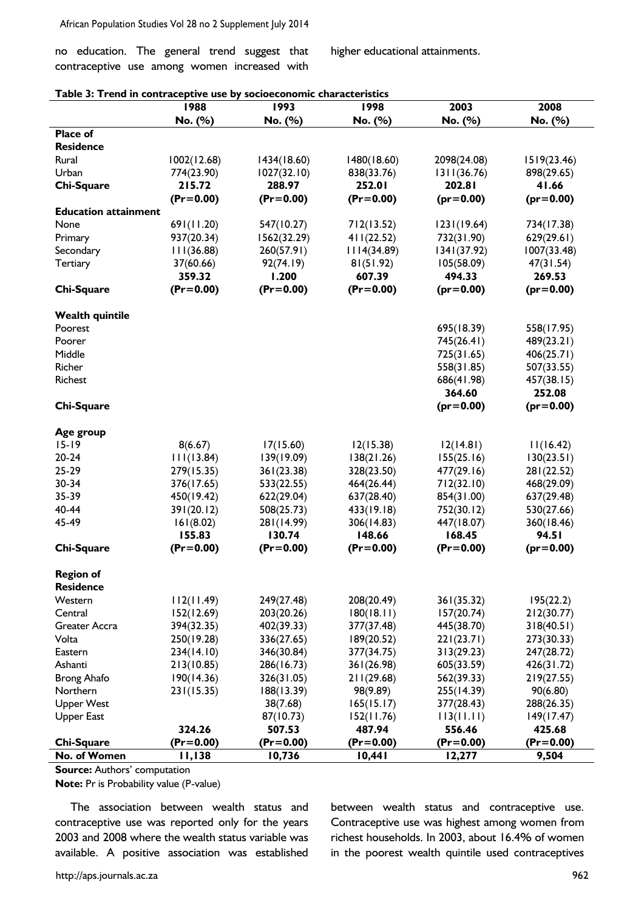no education. The general trend suggest that contraceptive use among women increased with higher educational attainments.

**Table 3: Trend in contraceptive use by socioeconomic characteristics**

| | 1988 | 1993 | 1998 | 2003 | 2008 |
|---|---|---|---|---|---|
| | No. (%) | No. (%) | No. (%) | No. (%) | No. (%) |
| **Place of Residence** | | | | | |
| Rural | 1002(12.68) | 1434(18.60) | 1480(18.60) | 2098(24.08) | 1519(23.46) |
| Urban | 774(23.90) | 1027(32.10) | 838(33.76) | 1311(36.76) | 898(29.65) |
| **Chi-Square** | **215.72** | **288.97** | **252.01** | **202.81** | **41.66** |
| | **(Pr=0.00)** | **(Pr=0.00)** | **(Pr=0.00)** | **(pr=0.00)** | **(pr=0.00)** |
| **Education attainment** | | | | | |
| None | 691(11.20) | 547(10.27) | 712(13.52) | 1231(19.64) | 734(17.38) |
| Primary | 937(20.34) | 1562(32.29) | 411(22.52) | 732(31.90) | 629(29.61) |
| Secondary | 111(36.88) | 260(57.91) | 1114(34.89) | 1341(37.92) | 1007(33.48) |
| Tertiary | 37(60.66) | 92(74.19) | 81(51.92) | 105(58.09) | 47(31.54) |
| | **359.32** | **1.200** | **607.39** | **494.33** | **269.53** |
| **Chi-Square** | **(Pr=0.00)** | **(Pr=0.00)** | **(Pr=0.00)** | **(pr=0.00)** | **(pr=0.00)** |
| **Wealth quintile** | | | | | |
| Poorest | | | | 695(18.39) | 558(17.95) |
| Poorer | | | | 745(26.41) | 489(23.21) |
| Middle | | | | 725(31.65) | 406(25.71) |
| Richer | | | | 558(31.85) | 507(33.55) |
| Richest | | | | 686(41.98) | 457(38.15) |
| | | | | **364.60** | **252.08** |
| **Chi-Square** | | | | **(pr=0.00)** | **(pr=0.00)** |
| **Age group** | | | | | |
| 15-19 | 8(6.67) | 17(15.60) | 12(15.38) | 12(14.81) | 11(16.42) |
| 20-24 | 111(13.84) | 139(19.09) | 138(21.26) | 155(25.16) | 130(23.51) |
| 25-29 | 279(15.35) | 361(23.38) | 328(23.50) | 477(29.16) | 281(22.52) |
| 30-34 | 376(17.65) | 533(22.55) | 464(26.44) | 712(32.10) | 468(29.09) |
| 35-39 | 450(19.42) | 622(29.04) | 637(28.40) | 854(31.00) | 637(29.48) |
| 40-44 | 391(20.12) | 508(25.73) | 433(19.18) | 752(30.12) | 530(27.66) |
| 45-49 | 161(8.02) | 281(14.99) | 306(14.83) | 447(18.07) | 360(18.46) |
| | **155.83** | **130.74** | **148.66** | **168.45** | **94.51** |
| **Chi-Square** | **(Pr=0.00)** | **(Pr=0.00)** | **(Pr=0.00)** | **(Pr=0.00)** | **(pr=0.00)** |
| **Region of Residence** | | | | | |
| Western | 112(11.49) | 249(27.48) | 208(20.49) | 361(35.32) | 195(22.2) |
| Central | 152(12.69) | 203(20.26) | 180(18.11) | 157(20.74) | 212(30.77) |
| Greater Accra | 394(32.35) | 402(39.33) | 377(37.48) | 445(38.70) | 318(40.51) |
| Volta | 250(19.28) | 336(27.65) | 189(20.52) | 221(23.71) | 273(30.33) |
| Eastern | 234(14.10) | 346(30.84) | 377(34.75) | 313(29.23) | 247(28.72) |
| Ashanti | 213(10.85) | 286(16.73) | 361(26.98) | 605(33.59) | 426(31.72) |
| Brong Ahafo | 190(14.36) | 326(31.05) | 211(29.68) | 562(39.33) | 219(27.55) |
| Northern | 231(15.35) | 188(13.39) | 98(9.89) | 255(14.39) | 90(6.80) |
| Upper West | | 38(7.68) | 165(15.17) | 377(28.43) | 288(26.35) |
| Upper East | | 87(10.73) | 152(11.76) | 113(11.11) | 149(17.47) |
| | **324.26** | **507.53** | **487.94** | **556.46** | **425.68** |
| **Chi-Square** | **(Pr=0.00)** | **(Pr=0.00)** | **(Pr=0.00)** | **(Pr=0.00)** | **(Pr=0.00)** |
| **No. of Women** | **11,138** | **10,736** | **10,441** | **12,277** | **9,504** |

**Source:** Authors' computation

**Note:** Pr is Probability value (P-value)

The association between wealth status and contraceptive use was reported only for the years 2003 and 2008 where the wealth status variable was available. A positive association was established between wealth status and contraceptive use. Contraceptive use was highest among women from richest households. In 2003, about 16.4% of women in the poorest wealth quintile used contraceptives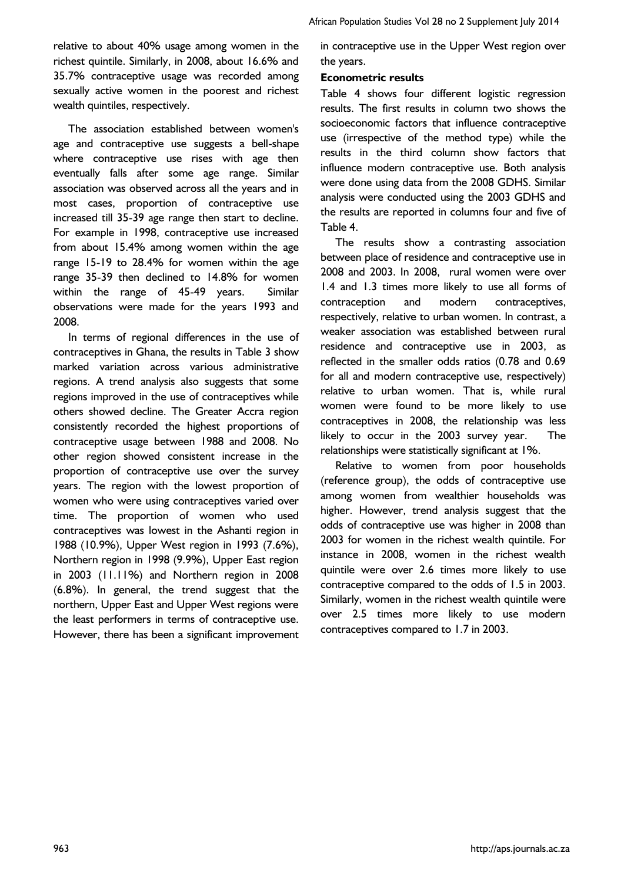relative to about 40% usage among women in the richest quintile. Similarly, in 2008, about 16.6% and 35.7% contraceptive usage was recorded among sexually active women in the poorest and richest wealth quintiles, respectively.

The association established between women's age and contraceptive use suggests a bell-shape where contraceptive use rises with age then eventually falls after some age range. Similar association was observed across all the years and in most cases, proportion of contraceptive use increased till 35-39 age range then start to decline. For example in 1998, contraceptive use increased from about 15.4% among women within the age range 15-19 to 28.4% for women within the age range 35-39 then declined to 14.8% for women within the range of 45-49 years. Similar observations were made for the years 1993 and 2008.

In terms of regional differences in the use of contraceptives in Ghana, the results in Table 3 show marked variation across various administrative regions. A trend analysis also suggests that some regions improved in the use of contraceptives while others showed decline. The Greater Accra region consistently recorded the highest proportions of contraceptive usage between 1988 and 2008. No other region showed consistent increase in the proportion of contraceptive use over the survey years. The region with the lowest proportion of women who were using contraceptives varied over time. The proportion of women who used contraceptives was lowest in the Ashanti region in 1988 (10.9%), Upper West region in 1993 (7.6%), Northern region in 1998 (9.9%), Upper East region in 2003 (11.11%) and Northern region in 2008 (6.8%). In general, the trend suggest that the northern, Upper East and Upper West regions were the least performers in terms of contraceptive use. However, there has been a significant improvement in contraceptive use in the Upper West region over the years.

**Econometric results**

Table 4 shows four different logistic regression results. The first results in column two shows the socioeconomic factors that influence contraceptive use (irrespective of the method type) while the results in the third column show factors that influence modern contraceptive use. Both analysis were done using data from the 2008 GDHS. Similar analysis were conducted using the 2003 GDHS and the results are reported in columns four and five of Table 4.

The results show a contrasting association between place of residence and contraceptive use in 2008 and 2003. In 2008, rural women were over 1.4 and 1.3 times more likely to use all forms of contraception and modern contraceptives, respectively, relative to urban women. In contrast, a weaker association was established between rural residence and contraceptive use in 2003, as reflected in the smaller odds ratios (0.78 and 0.69 for all and modern contraceptive use, respectively) relative to urban women. That is, while rural women were found to be more likely to use contraceptives in 2008, the relationship was less likely to occur in the 2003 survey year. The relationships were statistically significant at 1%.

Relative to women from poor households (reference group), the odds of contraceptive use among women from wealthier households was higher. However, trend analysis suggest that the odds of contraceptive use was higher in 2008 than 2003 for women in the richest wealth quintile. For instance in 2008, women in the richest wealth quintile were over 2.6 times more likely to use contraceptive compared to the odds of 1.5 in 2003. Similarly, women in the richest wealth quintile were over 2.5 times more likely to use modern contraceptives compared to 1.7 in 2003.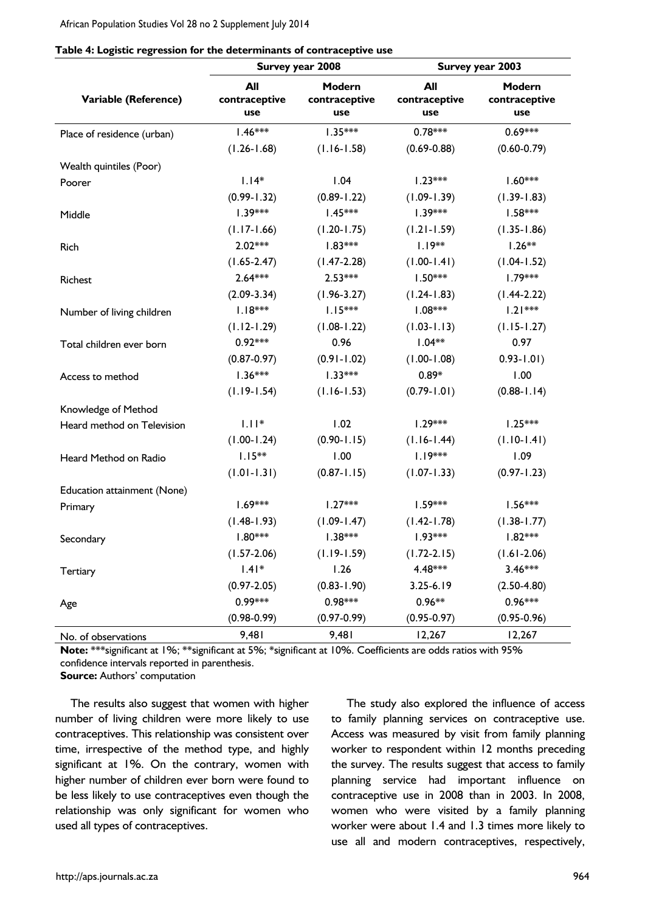**Table 4: Logistic regression for the determinants of contraceptive use**

| Variable (Reference) | Survey year 2008 | | Survey year 2003 | |
|---|---|---|---|---|
| | All contraceptive use | Modern contraceptive use | All contraceptive use | Modern contraceptive use |
| Place of residence (urban) | 1.46*** | 1.35*** | 0.78*** | 0.69*** |
| | (1.26-1.68) | (1.16-1.58) | (0.69-0.88) | (0.60-0.79) |
| Wealth quintiles (Poor) | | | | |
| Poorer | 1.14* | 1.04 | 1.23*** | 1.60*** |
| | (0.99-1.32) | (0.89-1.22) | (1.09-1.39) | (1.39-1.83) |
| Middle | 1.39*** | 1.45*** | 1.39*** | 1.58*** |
| | (1.17-1.66) | (1.20-1.75) | (1.21-1.59) | (1.35-1.86) |
| Rich | 2.02*** | 1.83*** | 1.19** | 1.26** |
| | (1.65-2.47) | (1.47-2.28) | (1.00-1.41) | (1.04-1.52) |
| Richest | 2.64*** | 2.53*** | 1.50*** | 1.79*** |
| | (2.09-3.34) | (1.96-3.27) | (1.24-1.83) | (1.44-2.22) |
| Number of living children | 1.18*** | 1.15*** | 1.08*** | 1.21*** |
| | (1.12-1.29) | (1.08-1.22) | (1.03-1.13) | (1.15-1.27) |
| Total children ever born | 0.92*** | 0.96 | 1.04** | 0.97 |
| | (0.87-0.97) | (0.91-1.02) | (1.00-1.08) | 0.93-1.01) |
| Access to method | 1.36*** | 1.33*** | 0.89* | 1.00 |
| | (1.19-1.54) | (1.16-1.53) | (0.79-1.01) | (0.88-1.14) |
| Knowledge of Method | | | | |
| Heard method on Television | 1.11* | 1.02 | 1.29*** | 1.25*** |
| | (1.00-1.24) | (0.90-1.15) | (1.16-1.44) | (1.10-1.41) |
| Heard Method on Radio | 1.15** | 1.00 | 1.19*** | 1.09 |
| | (1.01-1.31) | (0.87-1.15) | (1.07-1.33) | (0.97-1.23) |
| Education attainment (None) | | | | |
| Primary | 1.69*** | 1.27*** | 1.59*** | 1.56*** |
| | (1.48-1.93) | (1.09-1.47) | (1.42-1.78) | (1.38-1.77) |
| Secondary | 1.80*** | 1.38*** | 1.93*** | 1.82*** |
| | (1.57-2.06) | (1.19-1.59) | (1.72-2.15) | (1.61-2.06) |
| Tertiary | 1.41* | 1.26 | 4.48*** | 3.46*** |
| | (0.97-2.05) | (0.83-1.90) | 3.25-6.19 | (2.50-4.80) |
| Age | 0.99*** | 0.98*** | 0.96** | 0.96*** |
| | (0.98-0.99) | (0.97-0.99) | (0.95-0.97) | (0.95-0.96) |
| No. of observations | 9,481 | 9,481 | 12,267 | 12,267 |

**Note:** ***significant at 1%; **significant at 5%; *significant at 10%. Coefficients are odds ratios with 95% confidence intervals reported in parenthesis.
**Source:** Authors' computation

The results also suggest that women with higher number of living children were more likely to use contraceptives. This relationship was consistent over time, irrespective of the method type, and highly significant at 1%. On the contrary, women with higher number of children ever born were found to be less likely to use contraceptives even though the relationship was only significant for women who used all types of contraceptives.

The study also explored the influence of access to family planning services on contraceptive use. Access was measured by visit from family planning worker to respondent within 12 months preceding the survey. The results suggest that access to family planning service had important influence on contraceptive use in 2008 than in 2003. In 2008, women who were visited by a family planning worker were about 1.4 and 1.3 times more likely to use all and modern contraceptives, respectively,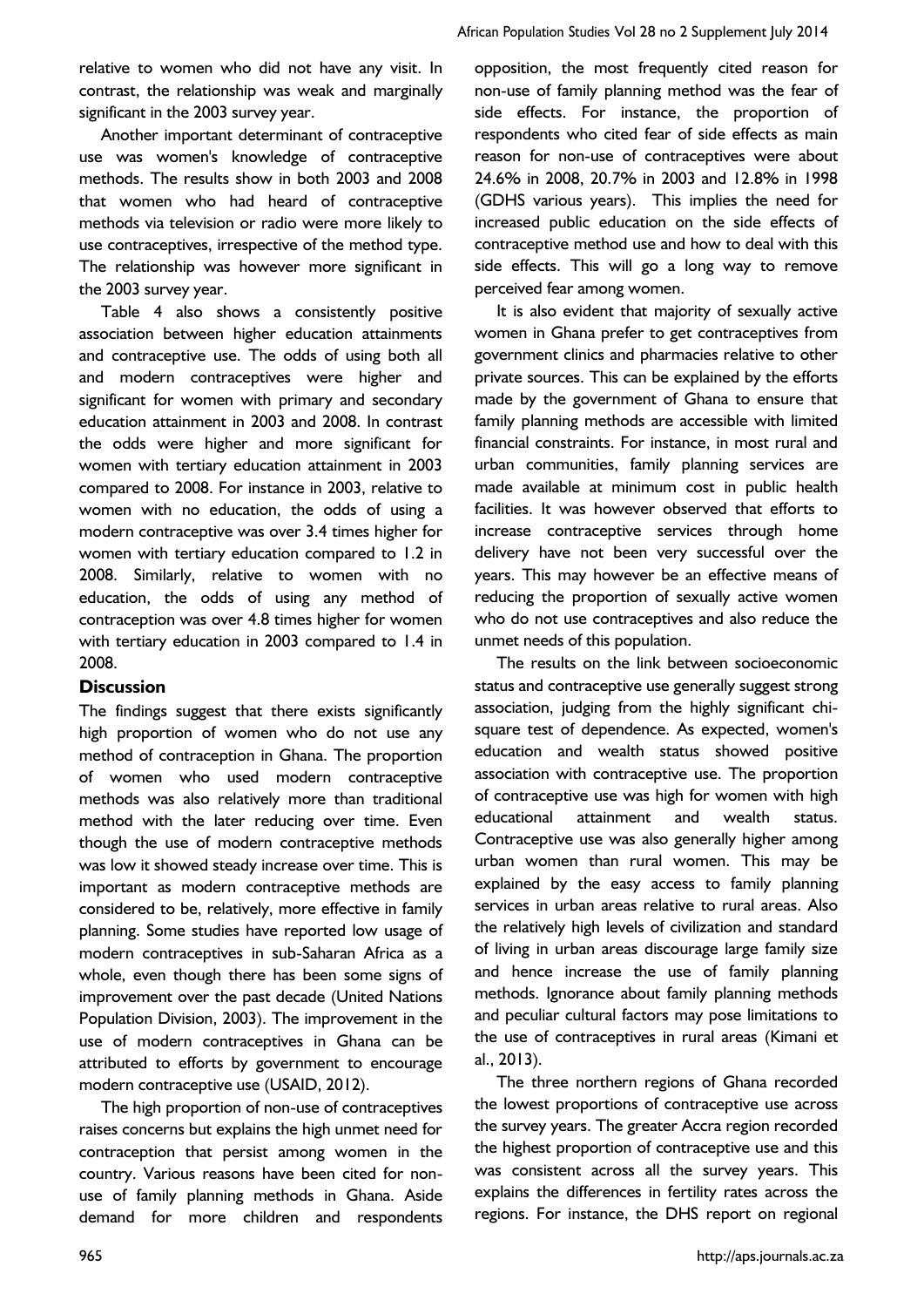relative to women who did not have any visit. In contrast, the relationship was weak and marginally significant in the 2003 survey year.

Another important determinant of contraceptive use was women's knowledge of contraceptive methods. The results show in both 2003 and 2008 that women who had heard of contraceptive methods via television or radio were more likely to use contraceptives, irrespective of the method type. The relationship was however more significant in the 2003 survey year.

Table 4 also shows a consistently positive association between higher education attainments and contraceptive use. The odds of using both all and modern contraceptives were higher and significant for women with primary and secondary education attainment in 2003 and 2008. In contrast the odds were higher and more significant for women with tertiary education attainment in 2003 compared to 2008. For instance in 2003, relative to women with no education, the odds of using a modern contraceptive was over 3.4 times higher for women with tertiary education compared to 1.2 in 2008. Similarly, relative to women with no education, the odds of using any method of contraception was over 4.8 times higher for women with tertiary education in 2003 compared to 1.4 in 2008.

## Discussion

The findings suggest that there exists significantly high proportion of women who do not use any method of contraception in Ghana. The proportion of women who used modern contraceptive methods was also relatively more than traditional method with the later reducing over time. Even though the use of modern contraceptive methods was low it showed steady increase over time. This is important as modern contraceptive methods are considered to be, relatively, more effective in family planning. Some studies have reported low usage of modern contraceptives in sub-Saharan Africa as a whole, even though there has been some signs of improvement over the past decade (United Nations Population Division, 2003). The improvement in the use of modern contraceptives in Ghana can be attributed to efforts by government to encourage modern contraceptive use (USAID, 2012).

The high proportion of non-use of contraceptives raises concerns but explains the high unmet need for contraception that persist among women in the country. Various reasons have been cited for non-use of family planning methods in Ghana. Aside demand for more children and respondents opposition, the most frequently cited reason for non-use of family planning method was the fear of side effects. For instance, the proportion of respondents who cited fear of side effects as main reason for non-use of contraceptives were about 24.6% in 2008, 20.7% in 2003 and 12.8% in 1998 (GDHS various years). This implies the need for increased public education on the side effects of contraceptive method use and how to deal with this side effects. This will go a long way to remove perceived fear among women.

It is also evident that majority of sexually active women in Ghana prefer to get contraceptives from government clinics and pharmacies relative to other private sources. This can be explained by the efforts made by the government of Ghana to ensure that family planning methods are accessible with limited financial constraints. For instance, in most rural and urban communities, family planning services are made available at minimum cost in public health facilities. It was however observed that efforts to increase contraceptive services through home delivery have not been very successful over the years. This may however be an effective means of reducing the proportion of sexually active women who do not use contraceptives and also reduce the unmet needs of this population.

The results on the link between socioeconomic status and contraceptive use generally suggest strong association, judging from the highly significant chi-square test of dependence. As expected, women's education and wealth status showed positive association with contraceptive use. The proportion of contraceptive use was high for women with high educational attainment and wealth status. Contraceptive use was also generally higher among urban women than rural women. This may be explained by the easy access to family planning services in urban areas relative to rural areas. Also the relatively high levels of civilization and standard of living in urban areas discourage large family size and hence increase the use of family planning methods. Ignorance about family planning methods and peculiar cultural factors may pose limitations to the use of contraceptives in rural areas (Kimani et al., 2013).

The three northern regions of Ghana recorded the lowest proportions of contraceptive use across the survey years. The greater Accra region recorded the highest proportion of contraceptive use and this was consistent across all the survey years. This explains the differences in fertility rates across the regions. For instance, the DHS report on regional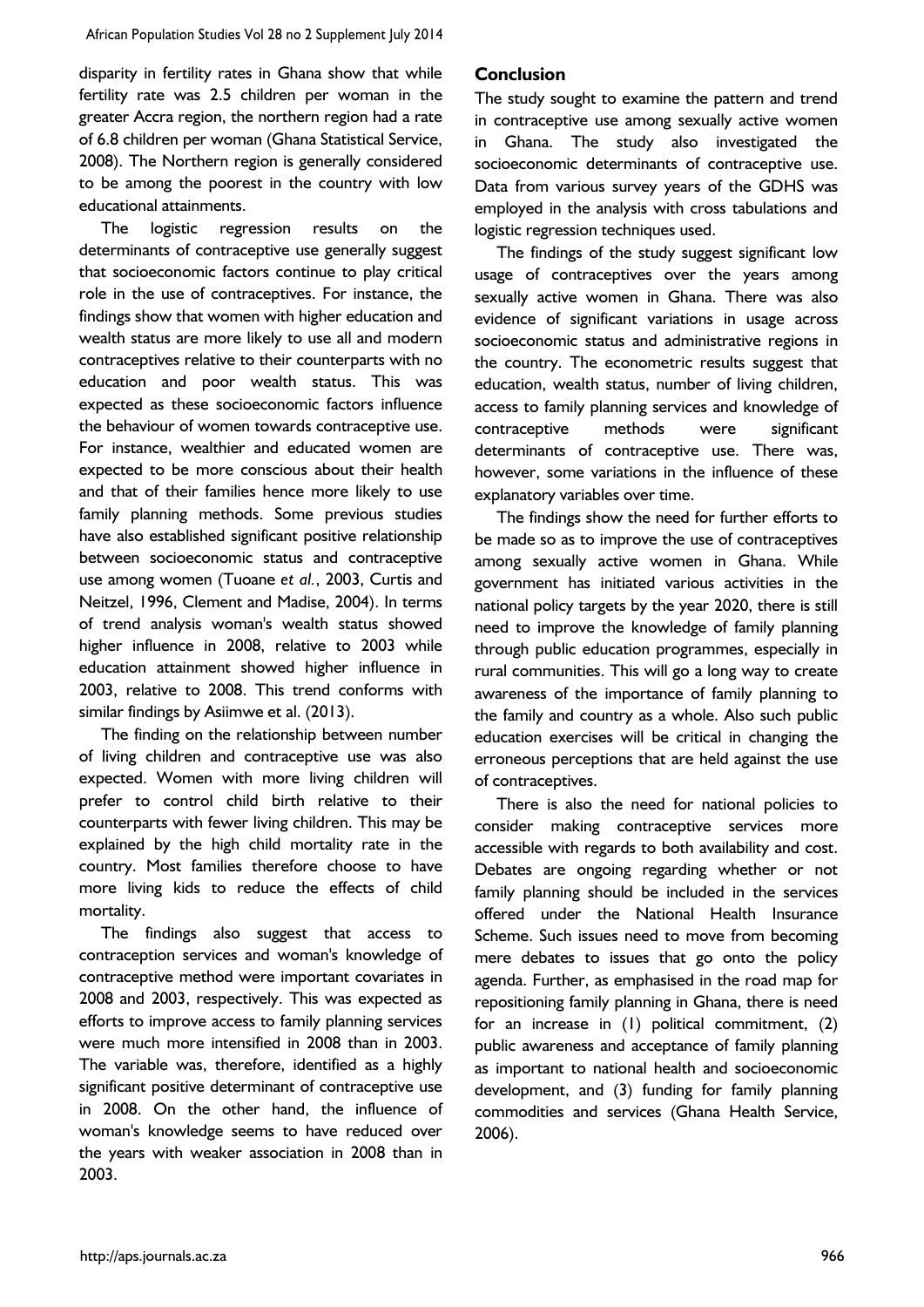disparity in fertility rates in Ghana show that while fertility rate was 2.5 children per woman in the greater Accra region, the northern region had a rate of 6.8 children per woman (Ghana Statistical Service, 2008). The Northern region is generally considered to be among the poorest in the country with low educational attainments.

The logistic regression results on the determinants of contraceptive use generally suggest that socioeconomic factors continue to play critical role in the use of contraceptives. For instance, the findings show that women with higher education and wealth status are more likely to use all and modern contraceptives relative to their counterparts with no education and poor wealth status. This was expected as these socioeconomic factors influence the behaviour of women towards contraceptive use. For instance, wealthier and educated women are expected to be more conscious about their health and that of their families hence more likely to use family planning methods. Some previous studies have also established significant positive relationship between socioeconomic status and contraceptive use among women (Tuoane *et al.*, 2003, Curtis and Neitzel, 1996, Clement and Madise, 2004). In terms of trend analysis woman's wealth status showed higher influence in 2008, relative to 2003 while education attainment showed higher influence in 2003, relative to 2008. This trend conforms with similar findings by Asiimwe et al. (2013).

The finding on the relationship between number of living children and contraceptive use was also expected. Women with more living children will prefer to control child birth relative to their counterparts with fewer living children. This may be explained by the high child mortality rate in the country. Most families therefore choose to have more living kids to reduce the effects of child mortality.

The findings also suggest that access to contraception services and woman's knowledge of contraceptive method were important covariates in 2008 and 2003, respectively. This was expected as efforts to improve access to family planning services were much more intensified in 2008 than in 2003. The variable was, therefore, identified as a highly significant positive determinant of contraceptive use in 2008. On the other hand, the influence of woman's knowledge seems to have reduced over the years with weaker association in 2008 than in 2003.

## Conclusion

The study sought to examine the pattern and trend in contraceptive use among sexually active women in Ghana. The study also investigated the socioeconomic determinants of contraceptive use. Data from various survey years of the GDHS was employed in the analysis with cross tabulations and logistic regression techniques used.

The findings of the study suggest significant low usage of contraceptives over the years among sexually active women in Ghana. There was also evidence of significant variations in usage across socioeconomic status and administrative regions in the country. The econometric results suggest that education, wealth status, number of living children, access to family planning services and knowledge of contraceptive methods were significant determinants of contraceptive use. There was, however, some variations in the influence of these explanatory variables over time.

The findings show the need for further efforts to be made so as to improve the use of contraceptives among sexually active women in Ghana. While government has initiated various activities in the national policy targets by the year 2020, there is still need to improve the knowledge of family planning through public education programmes, especially in rural communities. This will go a long way to create awareness of the importance of family planning to the family and country as a whole. Also such public education exercises will be critical in changing the erroneous perceptions that are held against the use of contraceptives.

There is also the need for national policies to consider making contraceptive services more accessible with regards to both availability and cost. Debates are ongoing regarding whether or not family planning should be included in the services offered under the National Health Insurance Scheme. Such issues need to move from becoming mere debates to issues that go onto the policy agenda. Further, as emphasised in the road map for repositioning family planning in Ghana, there is need for an increase in (1) political commitment, (2) public awareness and acceptance of family planning as important to national health and socioeconomic development, and (3) funding for family planning commodities and services (Ghana Health Service, 2006).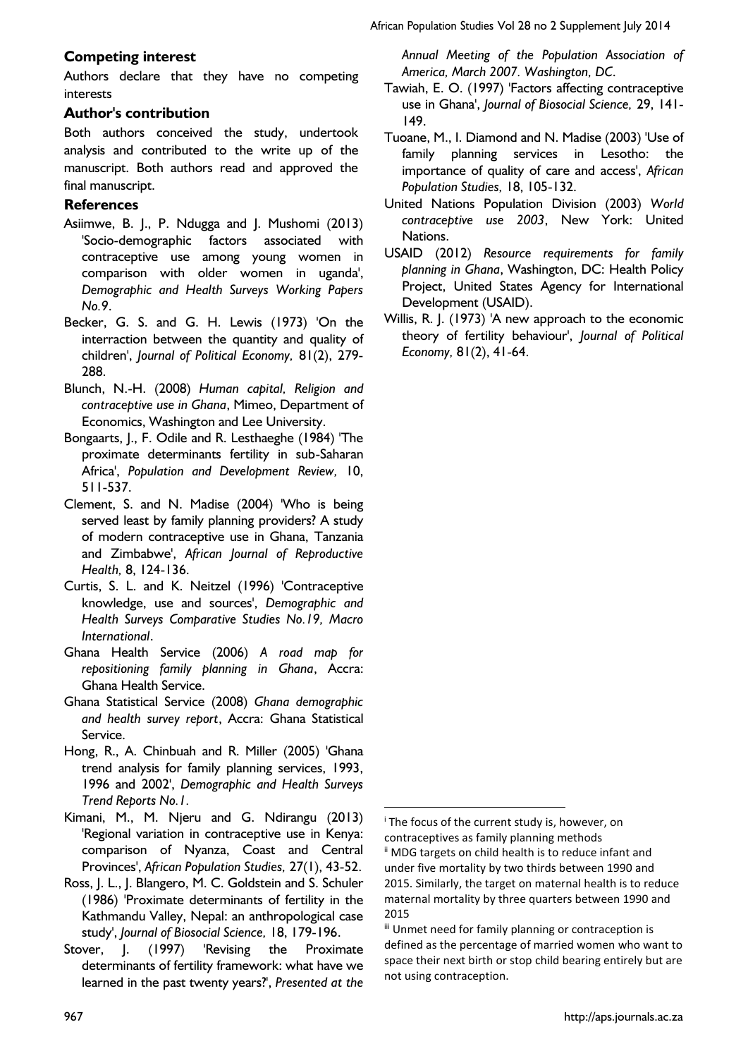## Competing interest

Authors declare that they have no competing interests

## Author's contribution

Both authors conceived the study, undertook analysis and contributed to the write up of the manuscript. Both authors read and approved the final manuscript.

## References

Asiimwe, B. J., P. Ndugga and J. Mushomi (2013) 'Socio-demographic factors associated with contraceptive use among young women in comparison with older women in uganda', *Demographic and Health Surveys Working Papers No.9*.

Becker, G. S. and G. H. Lewis (1973) 'On the interraction between the quantity and quality of children', *Journal of Political Economy,* 81(2), 279-288.

Blunch, N.-H. (2008) *Human capital, Religion and contraceptive use in Ghana*, Mimeo, Department of Economics, Washington and Lee University.

Bongaarts, J., F. Odile and R. Lesthaeghe (1984) 'The proximate determinants fertility in sub-Saharan Africa', *Population and Development Review,* 10, 511-537.

Clement, S. and N. Madise (2004) 'Who is being served least by family planning providers? A study of modern contraceptive use in Ghana, Tanzania and Zimbabwe', *African Journal of Reproductive Health,* 8, 124-136.

Curtis, S. L. and K. Neitzel (1996) 'Contraceptive knowledge, use and sources', *Demographic and Health Surveys Comparative Studies No.19, Macro International*.

Ghana Health Service (2006) *A road map for repositioning family planning in Ghana*, Accra: Ghana Health Service.

Ghana Statistical Service (2008) *Ghana demographic and health survey report*, Accra: Ghana Statistical Service.

Hong, R., A. Chinbuah and R. Miller (2005) 'Ghana trend analysis for family planning services, 1993, 1996 and 2002', *Demographic and Health Surveys Trend Reports No.1*.

Kimani, M., M. Njeru and G. Ndirangu (2013) 'Regional variation in contraceptive use in Kenya: comparison of Nyanza, Coast and Central Provinces', *African Population Studies,* 27(1), 43-52.

Ross, J. L., J. Blangero, M. C. Goldstein and S. Schuler (1986) 'Proximate determinants of fertility in the Kathmandu Valley, Nepal: an anthropological case study', *Journal of Biosocial Science,* 18, 179-196.

Stover, J. (1997) 'Revising the Proximate determinants of fertility framework: what have we learned in the past twenty years?', *Presented at the Annual Meeting of the Population Association of America, March 2007. Washington, DC*.

Tawiah, E. O. (1997) 'Factors affecting contraceptive use in Ghana', *Journal of Biosocial Science,* 29, 141-149.

Tuoane, M., I. Diamond and N. Madise (2003) 'Use of family planning services in Lesotho: the importance of quality of care and access', *African Population Studies,* 18, 105-132.

United Nations Population Division (2003) *World contraceptive use 2003*, New York: United Nations.

USAID (2012) *Resource requirements for family planning in Ghana*, Washington, DC: Health Policy Project, United States Agency for International Development (USAID).

Willis, R. J. (1973) 'A new approach to the economic theory of fertility behaviour', *Journal of Political Economy,* 81(2), 41-64.

---

[i] The focus of the current study is, however, on contraceptives as family planning methods

[ii] MDG targets on child health is to reduce infant and under five mortality by two thirds between 1990 and 2015. Similarly, the target on maternal health is to reduce maternal mortality by three quarters between 1990 and 2015

[iii] Unmet need for family planning or contraception is defined as the percentage of married women who want to space their next birth or stop child bearing entirely but are not using contraception.